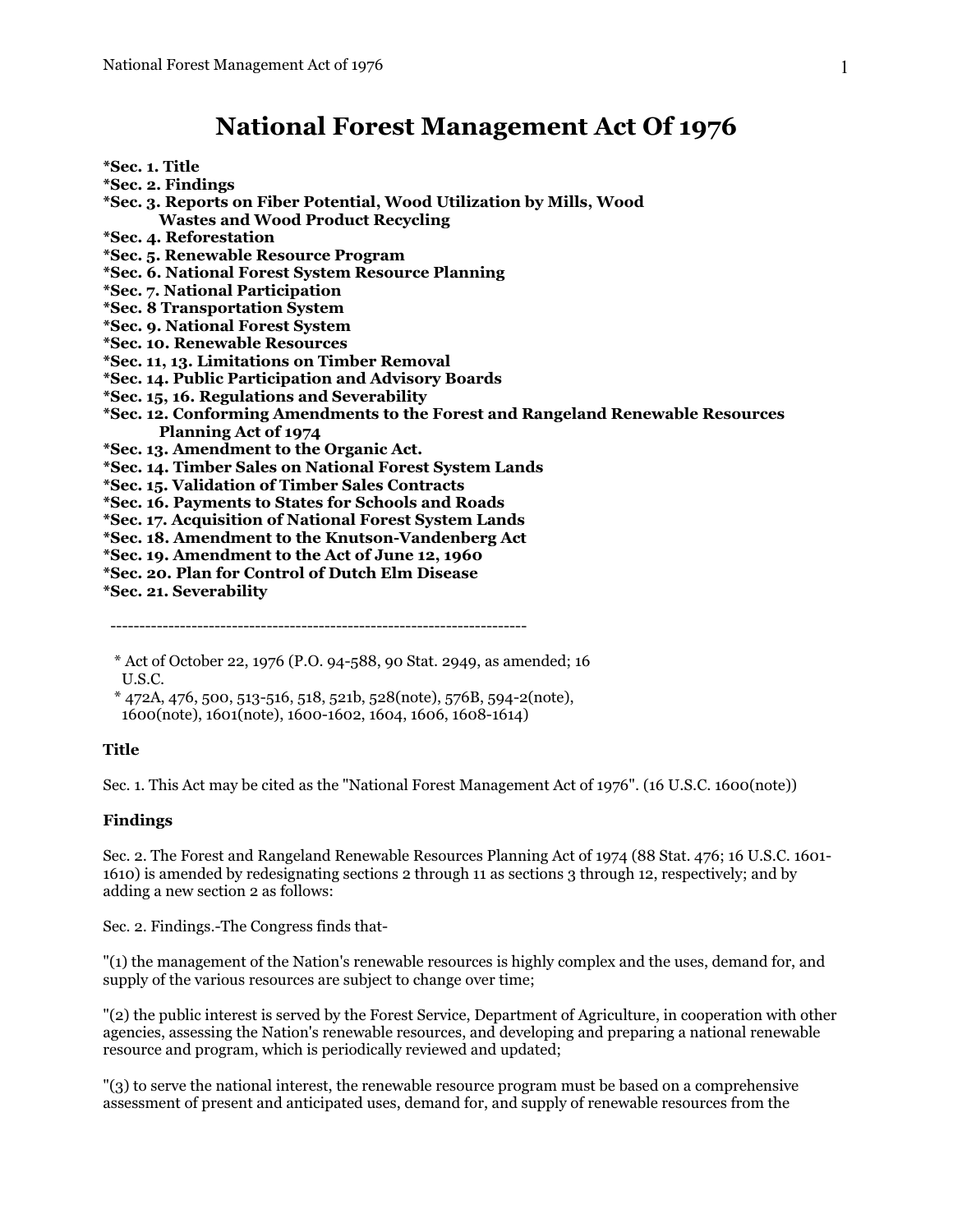# National Forest Management Act Of 1976

**\*Sec. 1. Title**
**\*Sec. 2. Findings**
**\*Sec. 3. Reports on Fiber Potential, Wood Utilization by Mills, Wood Wastes and Wood Product Recycling**
**\*Sec. 4. Reforestation**
**\*Sec. 5. Renewable Resource Program**
**\*Sec. 6. National Forest System Resource Planning**
**\*Sec. 7. National Participation**
**\*Sec. 8 Transportation System**
**\*Sec. 9. National Forest System**
**\*Sec. 10. Renewable Resources**
**\*Sec. 11, 13. Limitations on Timber Removal**
**\*Sec. 14. Public Participation and Advisory Boards**
**\*Sec. 15, 16. Regulations and Severability**
**\*Sec. 12. Conforming Amendments to the Forest and Rangeland Renewable Resources Planning Act of 1974**
**\*Sec. 13. Amendment to the Organic Act.**
**\*Sec. 14. Timber Sales on National Forest System Lands**
**\*Sec. 15. Validation of Timber Sales Contracts**
**\*Sec. 16. Payments to States for Schools and Roads**
**\*Sec. 17. Acquisition of National Forest System Lands**
**\*Sec. 18. Amendment to the Knutson-Vandenberg Act**
**\*Sec. 19. Amendment to the Act of June 12, 1960**
**\*Sec. 20. Plan for Control of Dutch Elm Disease**
**\*Sec. 21. Severability**

---

\* Act of October 22, 1976 (P.O. 94-588, 90 Stat. 2949, as amended; 16 U.S.C.
\* 472A, 476, 500, 513-516, 518, 521b, 528(note), 576B, 594-2(note), 1600(note), 1601(note), 1600-1602, 1604, 1606, 1608-1614)

### Title

Sec. 1. This Act may be cited as the "National Forest Management Act of 1976". (16 U.S.C. 1600(note))

### Findings

Sec. 2. The Forest and Rangeland Renewable Resources Planning Act of 1974 (88 Stat. 476; 16 U.S.C. 1601-1610) is amended by redesignating sections 2 through 11 as sections 3 through 12, respectively; and by adding a new section 2 as follows:

Sec. 2. Findings.-The Congress finds that-

"(1) the management of the Nation's renewable resources is highly complex and the uses, demand for, and supply of the various resources are subject to change over time;

"(2) the public interest is served by the Forest Service, Department of Agriculture, in cooperation with other agencies, assessing the Nation's renewable resources, and developing and preparing a national renewable resource and program, which is periodically reviewed and updated;

"(3) to serve the national interest, the renewable resource program must be based on a comprehensive assessment of present and anticipated uses, demand for, and supply of renewable resources from the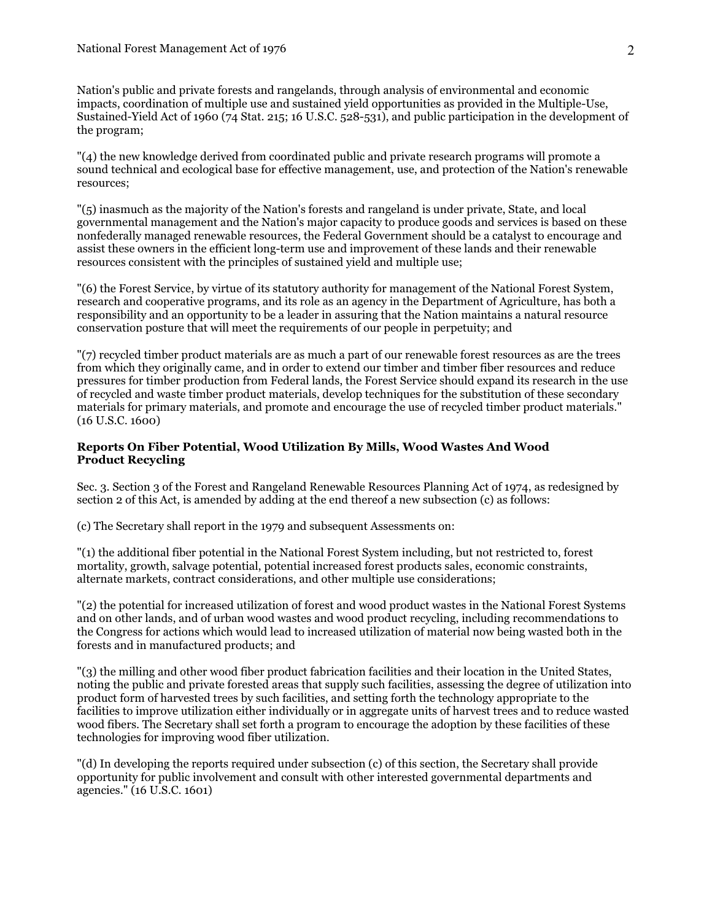Nation's public and private forests and rangelands, through analysis of environmental and economic impacts, coordination of multiple use and sustained yield opportunities as provided in the Multiple-Use, Sustained-Yield Act of 1960 (74 Stat. 215; 16 U.S.C. 528-531), and public participation in the development of the program;

"(4) the new knowledge derived from coordinated public and private research programs will promote a sound technical and ecological base for effective management, use, and protection of the Nation's renewable resources;

"(5) inasmuch as the majority of the Nation's forests and rangeland is under private, State, and local governmental management and the Nation's major capacity to produce goods and services is based on these nonfederally managed renewable resources, the Federal Government should be a catalyst to encourage and assist these owners in the efficient long-term use and improvement of these lands and their renewable resources consistent with the principles of sustained yield and multiple use;

"(6) the Forest Service, by virtue of its statutory authority for management of the National Forest System, research and cooperative programs, and its role as an agency in the Department of Agriculture, has both a responsibility and an opportunity to be a leader in assuring that the Nation maintains a natural resource conservation posture that will meet the requirements of our people in perpetuity; and

"(7) recycled timber product materials are as much a part of our renewable forest resources as are the trees from which they originally came, and in order to extend our timber and timber fiber resources and reduce pressures for timber production from Federal lands, the Forest Service should expand its research in the use of recycled and waste timber product materials, develop techniques for the substitution of these secondary materials for primary materials, and promote and encourage the use of recycled timber product materials." (16 U.S.C. 1600)

**Reports On Fiber Potential, Wood Utilization By Mills, Wood Wastes And Wood Product Recycling**

Sec. 3. Section 3 of the Forest and Rangeland Renewable Resources Planning Act of 1974, as redesigned by section 2 of this Act, is amended by adding at the end thereof a new subsection (c) as follows:

(c) The Secretary shall report in the 1979 and subsequent Assessments on:

"(1) the additional fiber potential in the National Forest System including, but not restricted to, forest mortality, growth, salvage potential, potential increased forest products sales, economic constraints, alternate markets, contract considerations, and other multiple use considerations;

"(2) the potential for increased utilization of forest and wood product wastes in the National Forest Systems and on other lands, and of urban wood wastes and wood product recycling, including recommendations to the Congress for actions which would lead to increased utilization of material now being wasted both in the forests and in manufactured products; and

"(3) the milling and other wood fiber product fabrication facilities and their location in the United States, noting the public and private forested areas that supply such facilities, assessing the degree of utilization into product form of harvested trees by such facilities, and setting forth the technology appropriate to the facilities to improve utilization either individually or in aggregate units of harvest trees and to reduce wasted wood fibers. The Secretary shall set forth a program to encourage the adoption by these facilities of these technologies for improving wood fiber utilization.

"(d) In developing the reports required under subsection (c) of this section, the Secretary shall provide opportunity for public involvement and consult with other interested governmental departments and agencies." (16 U.S.C. 1601)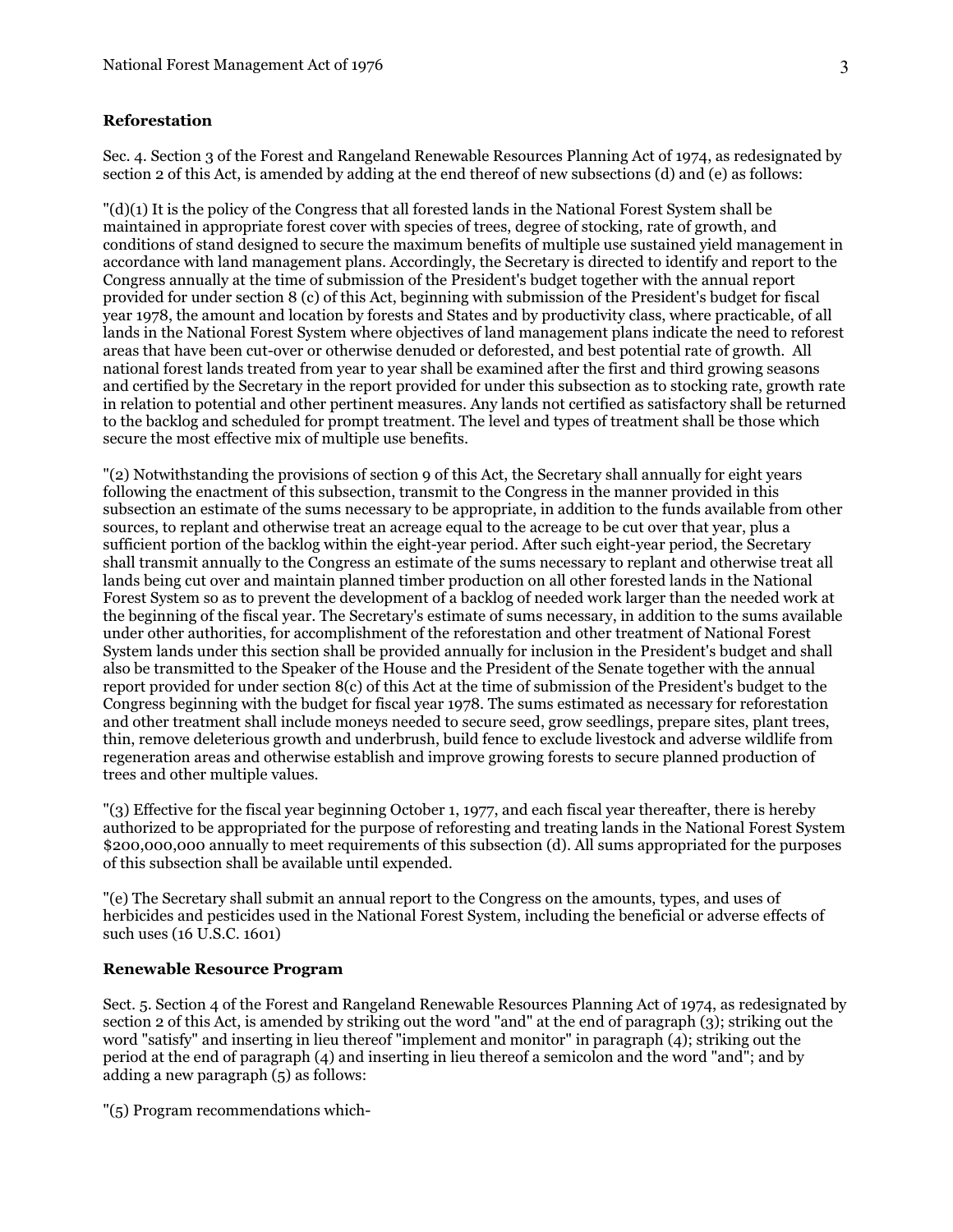**Reforestation**

Sec. 4. Section 3 of the Forest and Rangeland Renewable Resources Planning Act of 1974, as redesignated by section 2 of this Act, is amended by adding at the end thereof of new subsections (d) and (e) as follows:

"(d)(1) It is the policy of the Congress that all forested lands in the National Forest System shall be maintained in appropriate forest cover with species of trees, degree of stocking, rate of growth, and conditions of stand designed to secure the maximum benefits of multiple use sustained yield management in accordance with land management plans. Accordingly, the Secretary is directed to identify and report to the Congress annually at the time of submission of the President's budget together with the annual report provided for under section 8 (c) of this Act, beginning with submission of the President's budget for fiscal year 1978, the amount and location by forests and States and by productivity class, where practicable, of all lands in the National Forest System where objectives of land management plans indicate the need to reforest areas that have been cut-over or otherwise denuded or deforested, and best potential rate of growth. All national forest lands treated from year to year shall be examined after the first and third growing seasons and certified by the Secretary in the report provided for under this subsection as to stocking rate, growth rate in relation to potential and other pertinent measures. Any lands not certified as satisfactory shall be returned to the backlog and scheduled for prompt treatment. The level and types of treatment shall be those which secure the most effective mix of multiple use benefits.

"(2) Notwithstanding the provisions of section 9 of this Act, the Secretary shall annually for eight years following the enactment of this subsection, transmit to the Congress in the manner provided in this subsection an estimate of the sums necessary to be appropriate, in addition to the funds available from other sources, to replant and otherwise treat an acreage equal to the acreage to be cut over that year, plus a sufficient portion of the backlog within the eight-year period. After such eight-year period, the Secretary shall transmit annually to the Congress an estimate of the sums necessary to replant and otherwise treat all lands being cut over and maintain planned timber production on all other forested lands in the National Forest System so as to prevent the development of a backlog of needed work larger than the needed work at the beginning of the fiscal year. The Secretary's estimate of sums necessary, in addition to the sums available under other authorities, for accomplishment of the reforestation and other treatment of National Forest System lands under this section shall be provided annually for inclusion in the President's budget and shall also be transmitted to the Speaker of the House and the President of the Senate together with the annual report provided for under section 8(c) of this Act at the time of submission of the President's budget to the Congress beginning with the budget for fiscal year 1978. The sums estimated as necessary for reforestation and other treatment shall include moneys needed to secure seed, grow seedlings, prepare sites, plant trees, thin, remove deleterious growth and underbrush, build fence to exclude livestock and adverse wildlife from regeneration areas and otherwise establish and improve growing forests to secure planned production of trees and other multiple values.

"(3) Effective for the fiscal year beginning October 1, 1977, and each fiscal year thereafter, there is hereby authorized to be appropriated for the purpose of reforesting and treating lands in the National Forest System $200,000,000 annually to meet requirements of this subsection (d). All sums appropriated for the purposes of this subsection shall be available until expended.

"(e) The Secretary shall submit an annual report to the Congress on the amounts, types, and uses of herbicides and pesticides used in the National Forest System, including the beneficial or adverse effects of such uses (16 U.S.C. 1601)

**Renewable Resource Program**

Sect. 5. Section 4 of the Forest and Rangeland Renewable Resources Planning Act of 1974, as redesignated by section 2 of this Act, is amended by striking out the word "and" at the end of paragraph (3); striking out the word "satisfy" and inserting in lieu thereof "implement and monitor" in paragraph (4); striking out the period at the end of paragraph (4) and inserting in lieu thereof a semicolon and the word "and"; and by adding a new paragraph (5) as follows:

"(5) Program recommendations which-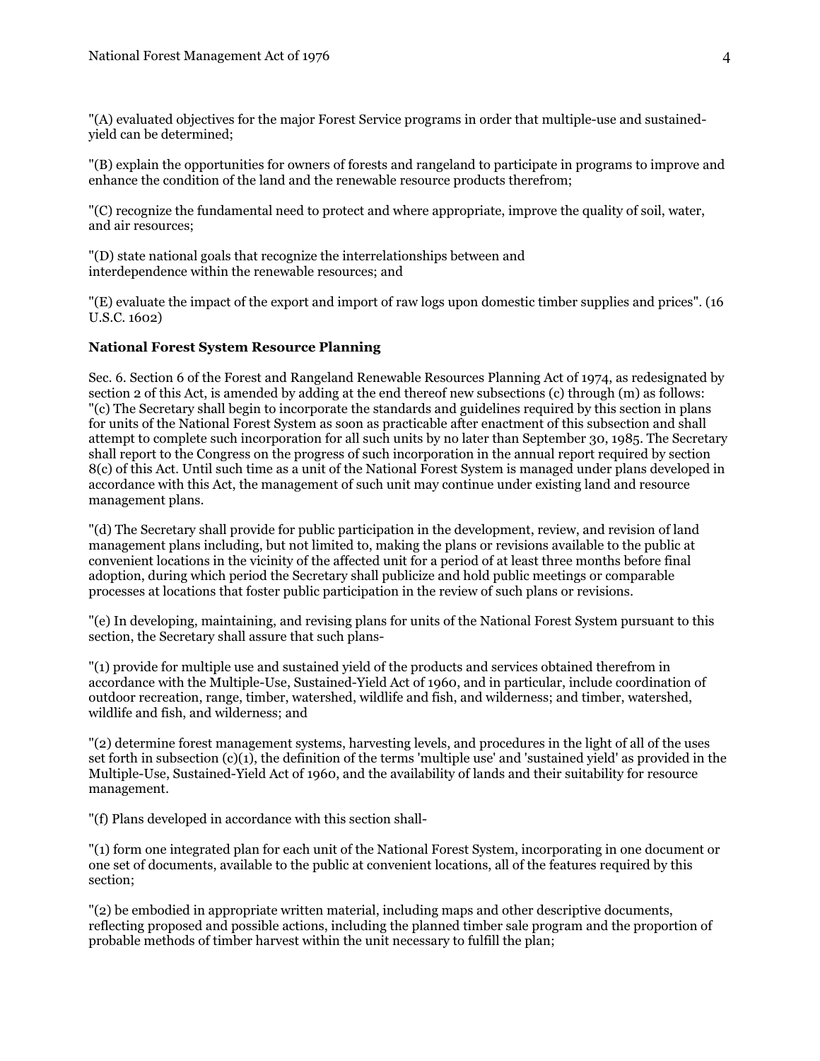"(A) evaluated objectives for the major Forest Service programs in order that multiple-use and sustained-yield can be determined;

"(B) explain the opportunities for owners of forests and rangeland to participate in programs to improve and enhance the condition of the land and the renewable resource products therefrom;

"(C) recognize the fundamental need to protect and where appropriate, improve the quality of soil, water, and air resources;

"(D) state national goals that recognize the interrelationships between and interdependence within the renewable resources; and

"(E) evaluate the impact of the export and import of raw logs upon domestic timber supplies and prices". (16 U.S.C. 1602)

**National Forest System Resource Planning**

Sec. 6. Section 6 of the Forest and Rangeland Renewable Resources Planning Act of 1974, as redesignated by section 2 of this Act, is amended by adding at the end thereof new subsections (c) through (m) as follows: "(c) The Secretary shall begin to incorporate the standards and guidelines required by this section in plans for units of the National Forest System as soon as practicable after enactment of this subsection and shall attempt to complete such incorporation for all such units by no later than September 30, 1985. The Secretary shall report to the Congress on the progress of such incorporation in the annual report required by section 8(c) of this Act. Until such time as a unit of the National Forest System is managed under plans developed in accordance with this Act, the management of such unit may continue under existing land and resource management plans.

"(d) The Secretary shall provide for public participation in the development, review, and revision of land management plans including, but not limited to, making the plans or revisions available to the public at convenient locations in the vicinity of the affected unit for a period of at least three months before final adoption, during which period the Secretary shall publicize and hold public meetings or comparable processes at locations that foster public participation in the review of such plans or revisions.

"(e) In developing, maintaining, and revising plans for units of the National Forest System pursuant to this section, the Secretary shall assure that such plans-

"(1) provide for multiple use and sustained yield of the products and services obtained therefrom in accordance with the Multiple-Use, Sustained-Yield Act of 1960, and in particular, include coordination of outdoor recreation, range, timber, watershed, wildlife and fish, and wilderness; and timber, watershed, wildlife and fish, and wilderness; and

"(2) determine forest management systems, harvesting levels, and procedures in the light of all of the uses set forth in subsection (c)(1), the definition of the terms 'multiple use' and 'sustained yield' as provided in the Multiple-Use, Sustained-Yield Act of 1960, and the availability of lands and their suitability for resource management.

"(f) Plans developed in accordance with this section shall-

"(1) form one integrated plan for each unit of the National Forest System, incorporating in one document or one set of documents, available to the public at convenient locations, all of the features required by this section;

"(2) be embodied in appropriate written material, including maps and other descriptive documents, reflecting proposed and possible actions, including the planned timber sale program and the proportion of probable methods of timber harvest within the unit necessary to fulfill the plan;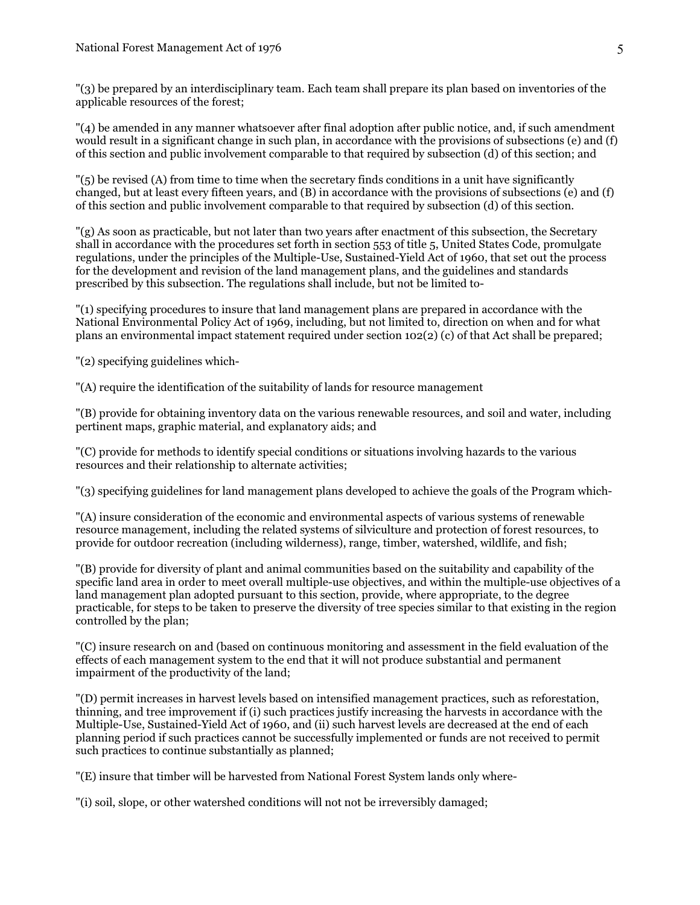"(3) be prepared by an interdisciplinary team. Each team shall prepare its plan based on inventories of the applicable resources of the forest;

"(4) be amended in any manner whatsoever after final adoption after public notice, and, if such amendment would result in a significant change in such plan, in accordance with the provisions of subsections (e) and (f) of this section and public involvement comparable to that required by subsection (d) of this section; and

"(5) be revised (A) from time to time when the secretary finds conditions in a unit have significantly changed, but at least every fifteen years, and (B) in accordance with the provisions of subsections (e) and (f) of this section and public involvement comparable to that required by subsection (d) of this section.

"(g) As soon as practicable, but not later than two years after enactment of this subsection, the Secretary shall in accordance with the procedures set forth in section 553 of title 5, United States Code, promulgate regulations, under the principles of the Multiple-Use, Sustained-Yield Act of 1960, that set out the process for the development and revision of the land management plans, and the guidelines and standards prescribed by this subsection. The regulations shall include, but not be limited to-

"(1) specifying procedures to insure that land management plans are prepared in accordance with the National Environmental Policy Act of 1969, including, but not limited to, direction on when and for what plans an environmental impact statement required under section 102(2) (c) of that Act shall be prepared;

"(2) specifying guidelines which-

"(A) require the identification of the suitability of lands for resource management

"(B) provide for obtaining inventory data on the various renewable resources, and soil and water, including pertinent maps, graphic material, and explanatory aids; and

"(C) provide for methods to identify special conditions or situations involving hazards to the various resources and their relationship to alternate activities;

"(3) specifying guidelines for land management plans developed to achieve the goals of the Program which-

"(A) insure consideration of the economic and environmental aspects of various systems of renewable resource management, including the related systems of silviculture and protection of forest resources, to provide for outdoor recreation (including wilderness), range, timber, watershed, wildlife, and fish;

"(B) provide for diversity of plant and animal communities based on the suitability and capability of the specific land area in order to meet overall multiple-use objectives, and within the multiple-use objectives of a land management plan adopted pursuant to this section, provide, where appropriate, to the degree practicable, for steps to be taken to preserve the diversity of tree species similar to that existing in the region controlled by the plan;

"(C) insure research on and (based on continuous monitoring and assessment in the field evaluation of the effects of each management system to the end that it will not produce substantial and permanent impairment of the productivity of the land;

"(D) permit increases in harvest levels based on intensified management practices, such as reforestation, thinning, and tree improvement if (i) such practices justify increasing the harvests in accordance with the Multiple-Use, Sustained-Yield Act of 1960, and (ii) such harvest levels are decreased at the end of each planning period if such practices cannot be successfully implemented or funds are not received to permit such practices to continue substantially as planned;

"(E) insure that timber will be harvested from National Forest System lands only where-

"(i) soil, slope, or other watershed conditions will not not be irreversibly damaged;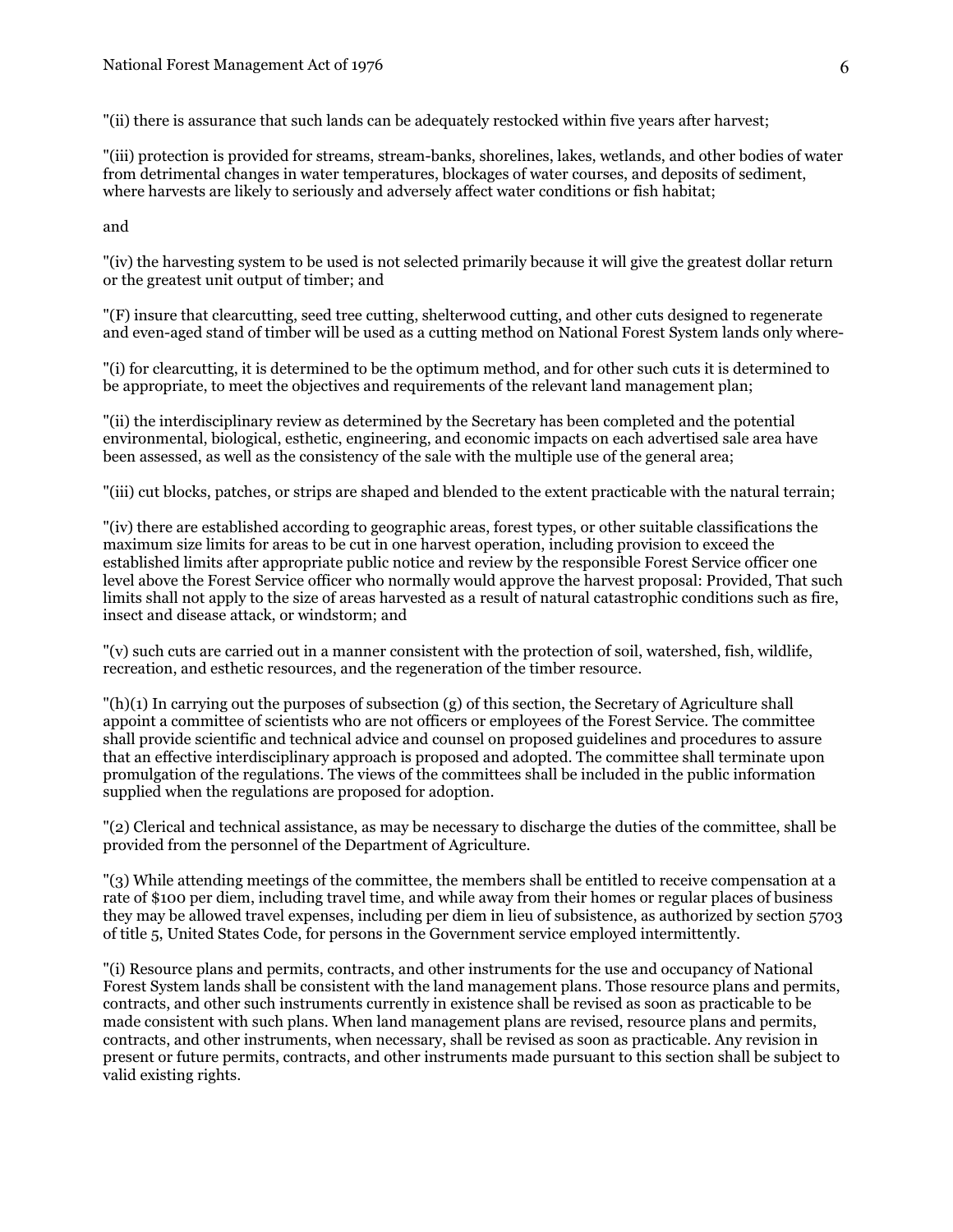"(ii) there is assurance that such lands can be adequately restocked within five years after harvest;

"(iii) protection is provided for streams, stream-banks, shorelines, lakes, wetlands, and other bodies of water from detrimental changes in water temperatures, blockages of water courses, and deposits of sediment, where harvests are likely to seriously and adversely affect water conditions or fish habitat;

and

"(iv) the harvesting system to be used is not selected primarily because it will give the greatest dollar return or the greatest unit output of timber; and

"(F) insure that clearcutting, seed tree cutting, shelterwood cutting, and other cuts designed to regenerate and even-aged stand of timber will be used as a cutting method on National Forest System lands only where-

"(i) for clearcutting, it is determined to be the optimum method, and for other such cuts it is determined to be appropriate, to meet the objectives and requirements of the relevant land management plan;

"(ii) the interdisciplinary review as determined by the Secretary has been completed and the potential environmental, biological, esthetic, engineering, and economic impacts on each advertised sale area have been assessed, as well as the consistency of the sale with the multiple use of the general area;

"(iii) cut blocks, patches, or strips are shaped and blended to the extent practicable with the natural terrain;

"(iv) there are established according to geographic areas, forest types, or other suitable classifications the maximum size limits for areas to be cut in one harvest operation, including provision to exceed the established limits after appropriate public notice and review by the responsible Forest Service officer one level above the Forest Service officer who normally would approve the harvest proposal: Provided, That such limits shall not apply to the size of areas harvested as a result of natural catastrophic conditions such as fire, insect and disease attack, or windstorm; and

"(v) such cuts are carried out in a manner consistent with the protection of soil, watershed, fish, wildlife, recreation, and esthetic resources, and the regeneration of the timber resource.

"(h)(1) In carrying out the purposes of subsection (g) of this section, the Secretary of Agriculture shall appoint a committee of scientists who are not officers or employees of the Forest Service. The committee shall provide scientific and technical advice and counsel on proposed guidelines and procedures to assure that an effective interdisciplinary approach is proposed and adopted. The committee shall terminate upon promulgation of the regulations. The views of the committees shall be included in the public information supplied when the regulations are proposed for adoption.

"(2) Clerical and technical assistance, as may be necessary to discharge the duties of the committee, shall be provided from the personnel of the Department of Agriculture.

"(3) While attending meetings of the committee, the members shall be entitled to receive compensation at a rate of $100 per diem, including travel time, and while away from their homes or regular places of business they may be allowed travel expenses, including per diem in lieu of subsistence, as authorized by section 5703 of title 5, United States Code, for persons in the Government service employed intermittently.

"(i) Resource plans and permits, contracts, and other instruments for the use and occupancy of National Forest System lands shall be consistent with the land management plans. Those resource plans and permits, contracts, and other such instruments currently in existence shall be revised as soon as practicable to be made consistent with such plans. When land management plans are revised, resource plans and permits, contracts, and other instruments, when necessary, shall be revised as soon as practicable. Any revision in present or future permits, contracts, and other instruments made pursuant to this section shall be subject to valid existing rights.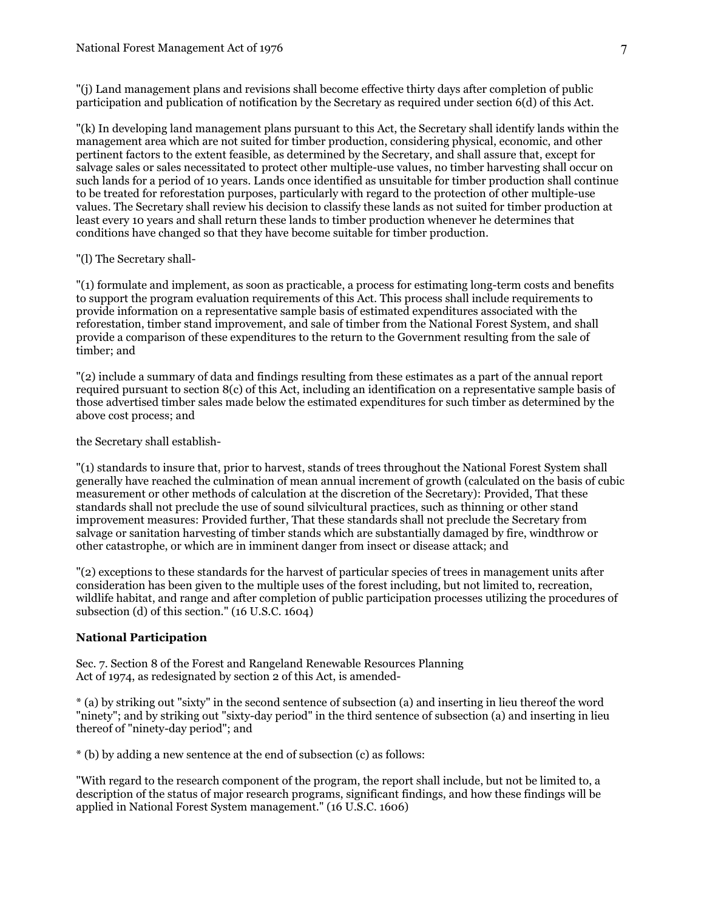"(j) Land management plans and revisions shall become effective thirty days after completion of public participation and publication of notification by the Secretary as required under section 6(d) of this Act.

"(k) In developing land management plans pursuant to this Act, the Secretary shall identify lands within the management area which are not suited for timber production, considering physical, economic, and other pertinent factors to the extent feasible, as determined by the Secretary, and shall assure that, except for salvage sales or sales necessitated to protect other multiple-use values, no timber harvesting shall occur on such lands for a period of 10 years. Lands once identified as unsuitable for timber production shall continue to be treated for reforestation purposes, particularly with regard to the protection of other multiple-use values. The Secretary shall review his decision to classify these lands as not suited for timber production at least every 10 years and shall return these lands to timber production whenever he determines that conditions have changed so that they have become suitable for timber production.

"(l) The Secretary shall-

"(1) formulate and implement, as soon as practicable, a process for estimating long-term costs and benefits to support the program evaluation requirements of this Act. This process shall include requirements to provide information on a representative sample basis of estimated expenditures associated with the reforestation, timber stand improvement, and sale of timber from the National Forest System, and shall provide a comparison of these expenditures to the return to the Government resulting from the sale of timber; and

"(2) include a summary of data and findings resulting from these estimates as a part of the annual report required pursuant to section 8(c) of this Act, including an identification on a representative sample basis of those advertised timber sales made below the estimated expenditures for such timber as determined by the above cost process; and

the Secretary shall establish-

"(1) standards to insure that, prior to harvest, stands of trees throughout the National Forest System shall generally have reached the culmination of mean annual increment of growth (calculated on the basis of cubic measurement or other methods of calculation at the discretion of the Secretary): Provided, That these standards shall not preclude the use of sound silvicultural practices, such as thinning or other stand improvement measures: Provided further, That these standards shall not preclude the Secretary from salvage or sanitation harvesting of timber stands which are substantially damaged by fire, windthrow or other catastrophe, or which are in imminent danger from insect or disease attack; and

"(2) exceptions to these standards for the harvest of particular species of trees in management units after consideration has been given to the multiple uses of the forest including, but not limited to, recreation, wildlife habitat, and range and after completion of public participation processes utilizing the procedures of subsection (d) of this section." (16 U.S.C. 1604)

**National Participation**

Sec. 7. Section 8 of the Forest and Rangeland Renewable Resources Planning Act of 1974, as redesignated by section 2 of this Act, is amended-

* (a) by striking out "sixty" in the second sentence of subsection (a) and inserting in lieu thereof the word "ninety"; and by striking out "sixty-day period" in the third sentence of subsection (a) and inserting in lieu thereof of "ninety-day period"; and

* (b) by adding a new sentence at the end of subsection (c) as follows:

"With regard to the research component of the program, the report shall include, but not be limited to, a description of the status of major research programs, significant findings, and how these findings will be applied in National Forest System management." (16 U.S.C. 1606)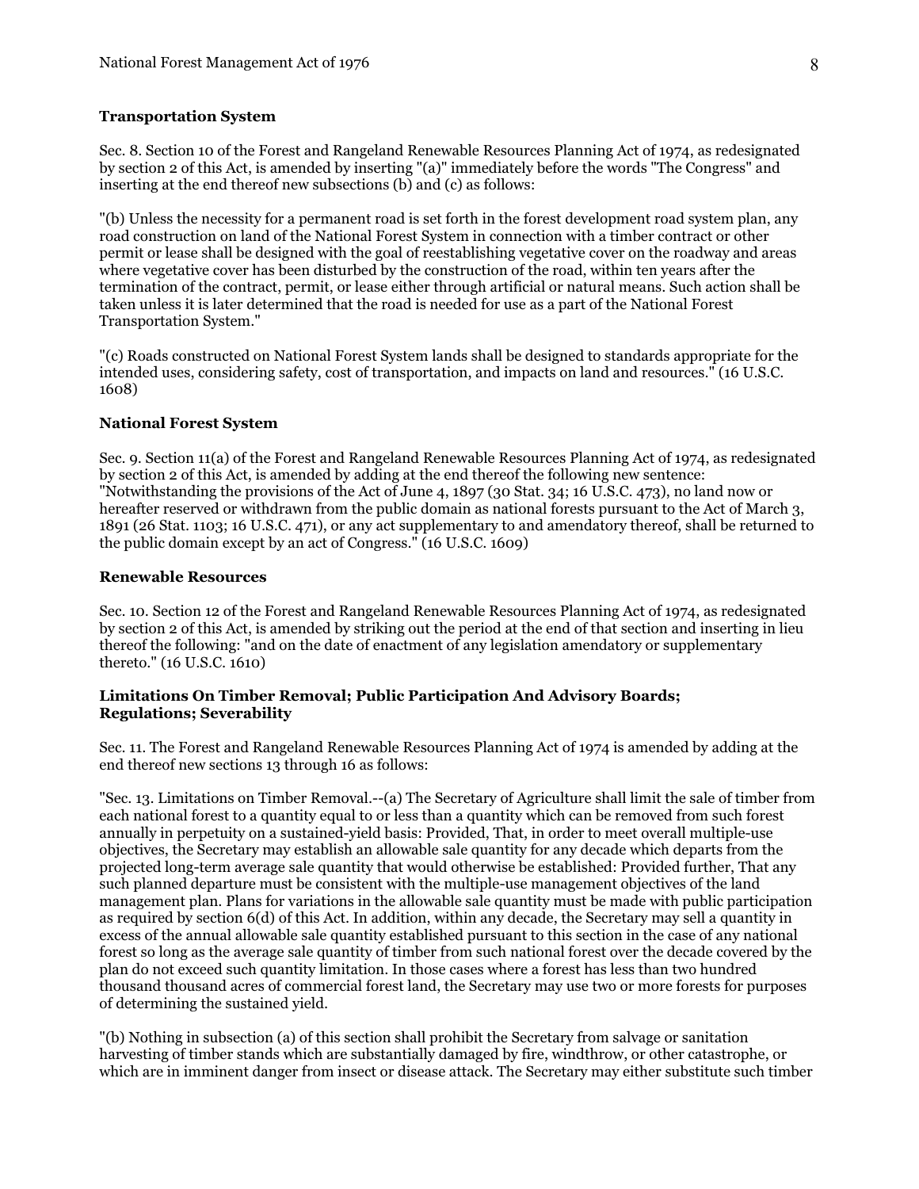### Transportation System

Sec. 8. Section 10 of the Forest and Rangeland Renewable Resources Planning Act of 1974, as redesignated by section 2 of this Act, is amended by inserting "(a)" immediately before the words "The Congress" and inserting at the end thereof new subsections (b) and (c) as follows:

"(b) Unless the necessity for a permanent road is set forth in the forest development road system plan, any road construction on land of the National Forest System in connection with a timber contract or other permit or lease shall be designed with the goal of reestablishing vegetative cover on the roadway and areas where vegetative cover has been disturbed by the construction of the road, within ten years after the termination of the contract, permit, or lease either through artificial or natural means. Such action shall be taken unless it is later determined that the road is needed for use as a part of the National Forest Transportation System."

"(c) Roads constructed on National Forest System lands shall be designed to standards appropriate for the intended uses, considering safety, cost of transportation, and impacts on land and resources." (16 U.S.C. 1608)

### National Forest System

Sec. 9. Section 11(a) of the Forest and Rangeland Renewable Resources Planning Act of 1974, as redesignated by section 2 of this Act, is amended by adding at the end thereof the following new sentence: "Notwithstanding the provisions of the Act of June 4, 1897 (30 Stat. 34; 16 U.S.C. 473), no land now or hereafter reserved or withdrawn from the public domain as national forests pursuant to the Act of March 3, 1891 (26 Stat. 1103; 16 U.S.C. 471), or any act supplementary to and amendatory thereof, shall be returned to the public domain except by an act of Congress." (16 U.S.C. 1609)

### Renewable Resources

Sec. 10. Section 12 of the Forest and Rangeland Renewable Resources Planning Act of 1974, as redesignated by section 2 of this Act, is amended by striking out the period at the end of that section and inserting in lieu thereof the following: "and on the date of enactment of any legislation amendatory or supplementary thereto." (16 U.S.C. 1610)

### Limitations On Timber Removal; Public Participation And Advisory Boards; Regulations; Severability

Sec. 11. The Forest and Rangeland Renewable Resources Planning Act of 1974 is amended by adding at the end thereof new sections 13 through 16 as follows:

"Sec. 13. Limitations on Timber Removal.--(a) The Secretary of Agriculture shall limit the sale of timber from each national forest to a quantity equal to or less than a quantity which can be removed from such forest annually in perpetuity on a sustained-yield basis: Provided, That, in order to meet overall multiple-use objectives, the Secretary may establish an allowable sale quantity for any decade which departs from the projected long-term average sale quantity that would otherwise be established: Provided further, That any such planned departure must be consistent with the multiple-use management objectives of the land management plan. Plans for variations in the allowable sale quantity must be made with public participation as required by section 6(d) of this Act. In addition, within any decade, the Secretary may sell a quantity in excess of the annual allowable sale quantity established pursuant to this section in the case of any national forest so long as the average sale quantity of timber from such national forest over the decade covered by the plan do not exceed such quantity limitation. In those cases where a forest has less than two hundred thousand thousand acres of commercial forest land, the Secretary may use two or more forests for purposes of determining the sustained yield.

"(b) Nothing in subsection (a) of this section shall prohibit the Secretary from salvage or sanitation harvesting of timber stands which are substantially damaged by fire, windthrow, or other catastrophe, or which are in imminent danger from insect or disease attack. The Secretary may either substitute such timber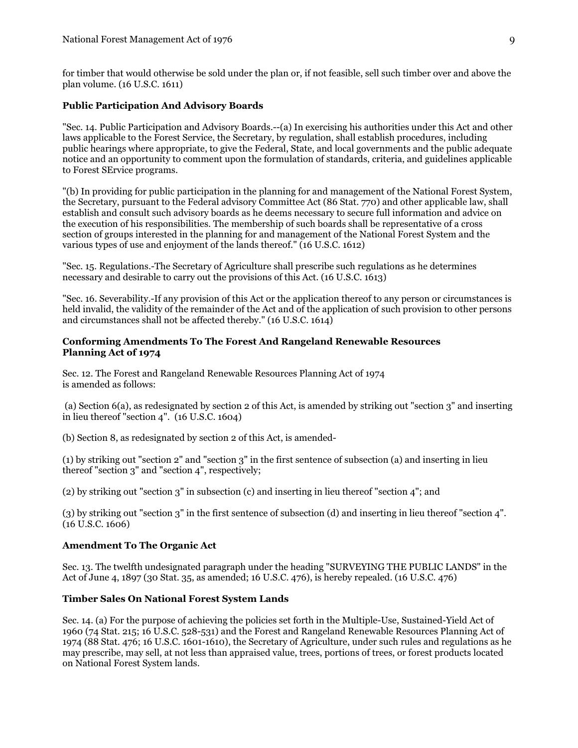for timber that would otherwise be sold under the plan or, if not feasible, sell such timber over and above the plan volume. (16 U.S.C. 1611)

### Public Participation And Advisory Boards

"Sec. 14. Public Participation and Advisory Boards.--(a) In exercising his authorities under this Act and other laws applicable to the Forest Service, the Secretary, by regulation, shall establish procedures, including public hearings where appropriate, to give the Federal, State, and local governments and the public adequate notice and an opportunity to comment upon the formulation of standards, criteria, and guidelines applicable to Forest SErvice programs.

"(b) In providing for public participation in the planning for and management of the National Forest System, the Secretary, pursuant to the Federal advisory Committee Act (86 Stat. 770) and other applicable law, shall establish and consult such advisory boards as he deems necessary to secure full information and advice on the execution of his responsibilities. The membership of such boards shall be representative of a cross section of groups interested in the planning for and management of the National Forest System and the various types of use and enjoyment of the lands thereof." (16 U.S.C. 1612)

"Sec. 15. Regulations.-The Secretary of Agriculture shall prescribe such regulations as he determines necessary and desirable to carry out the provisions of this Act. (16 U.S.C. 1613)

"Sec. 16. Severability.-If any provision of this Act or the application thereof to any person or circumstances is held invalid, the validity of the remainder of the Act and of the application of such provision to other persons and circumstances shall not be affected thereby." (16 U.S.C. 1614)

### Conforming Amendments To The Forest And Rangeland Renewable Resources Planning Act of 1974

Sec. 12. The Forest and Rangeland Renewable Resources Planning Act of 1974 is amended as follows:

(a) Section 6(a), as redesignated by section 2 of this Act, is amended by striking out "section 3" and inserting in lieu thereof "section 4". (16 U.S.C. 1604)

(b) Section 8, as redesignated by section 2 of this Act, is amended-

(1) by striking out "section 2" and "section 3" in the first sentence of subsection (a) and inserting in lieu thereof "section 3" and "section 4", respectively;

(2) by striking out "section 3" in subsection (c) and inserting in lieu thereof "section 4"; and

(3) by striking out "section 3" in the first sentence of subsection (d) and inserting in lieu thereof "section 4". (16 U.S.C. 1606)

### Amendment To The Organic Act

Sec. 13. The twelfth undesignated paragraph under the heading "SURVEYING THE PUBLIC LANDS" in the Act of June 4, 1897 (30 Stat. 35, as amended; 16 U.S.C. 476), is hereby repealed. (16 U.S.C. 476)

### Timber Sales On National Forest System Lands

Sec. 14. (a) For the purpose of achieving the policies set forth in the Multiple-Use, Sustained-Yield Act of 1960 (74 Stat. 215; 16 U.S.C. 528-531) and the Forest and Rangeland Renewable Resources Planning Act of 1974 (88 Stat. 476; 16 U.S.C. 1601-1610), the Secretary of Agriculture, under such rules and regulations as he may prescribe, may sell, at not less than appraised value, trees, portions of trees, or forest products located on National Forest System lands.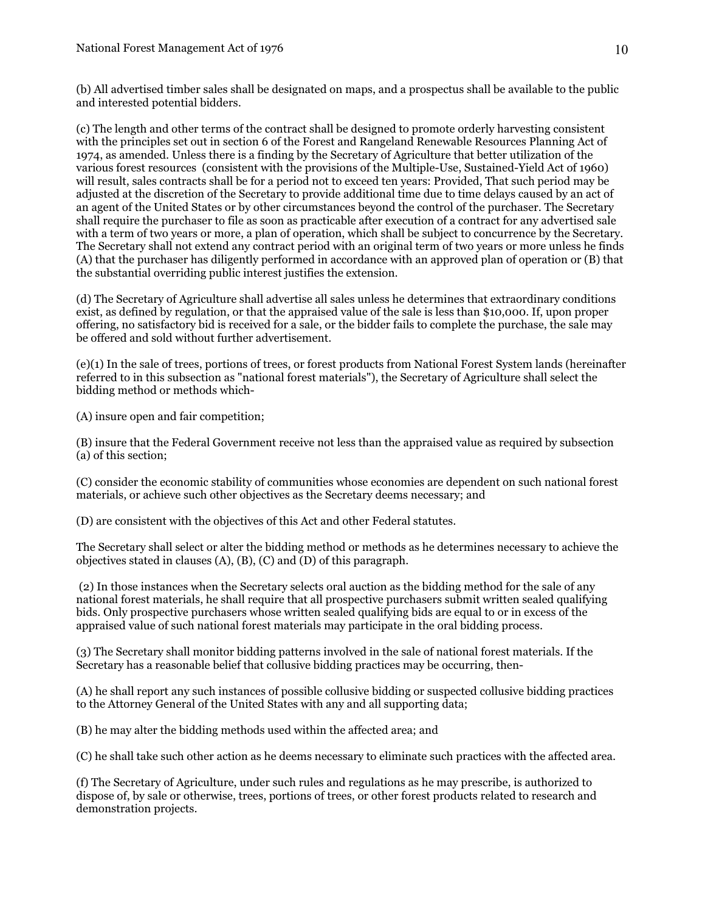(b) All advertised timber sales shall be designated on maps, and a prospectus shall be available to the public and interested potential bidders.

(c) The length and other terms of the contract shall be designed to promote orderly harvesting consistent with the principles set out in section 6 of the Forest and Rangeland Renewable Resources Planning Act of 1974, as amended. Unless there is a finding by the Secretary of Agriculture that better utilization of the various forest resources (consistent with the provisions of the Multiple-Use, Sustained-Yield Act of 1960) will result, sales contracts shall be for a period not to exceed ten years: Provided, That such period may be adjusted at the discretion of the Secretary to provide additional time due to time delays caused by an act of an agent of the United States or by other circumstances beyond the control of the purchaser. The Secretary shall require the purchaser to file as soon as practicable after execution of a contract for any advertised sale with a term of two years or more, a plan of operation, which shall be subject to concurrence by the Secretary. The Secretary shall not extend any contract period with an original term of two years or more unless he finds (A) that the purchaser has diligently performed in accordance with an approved plan of operation or (B) that the substantial overriding public interest justifies the extension.

(d) The Secretary of Agriculture shall advertise all sales unless he determines that extraordinary conditions exist, as defined by regulation, or that the appraised value of the sale is less than $10,000. If, upon proper offering, no satisfactory bid is received for a sale, or the bidder fails to complete the purchase, the sale may be offered and sold without further advertisement.

(e)(1) In the sale of trees, portions of trees, or forest products from National Forest System lands (hereinafter referred to in this subsection as "national forest materials"), the Secretary of Agriculture shall select the bidding method or methods which-

(A) insure open and fair competition;

(B) insure that the Federal Government receive not less than the appraised value as required by subsection (a) of this section;

(C) consider the economic stability of communities whose economies are dependent on such national forest materials, or achieve such other objectives as the Secretary deems necessary; and

(D) are consistent with the objectives of this Act and other Federal statutes.

The Secretary shall select or alter the bidding method or methods as he determines necessary to achieve the objectives stated in clauses (A), (B), (C) and (D) of this paragraph.

(2) In those instances when the Secretary selects oral auction as the bidding method for the sale of any national forest materials, he shall require that all prospective purchasers submit written sealed qualifying bids. Only prospective purchasers whose written sealed qualifying bids are equal to or in excess of the appraised value of such national forest materials may participate in the oral bidding process.

(3) The Secretary shall monitor bidding patterns involved in the sale of national forest materials. If the Secretary has a reasonable belief that collusive bidding practices may be occurring, then-

(A) he shall report any such instances of possible collusive bidding or suspected collusive bidding practices to the Attorney General of the United States with any and all supporting data;

(B) he may alter the bidding methods used within the affected area; and

(C) he shall take such other action as he deems necessary to eliminate such practices with the affected area.

(f) The Secretary of Agriculture, under such rules and regulations as he may prescribe, is authorized to dispose of, by sale or otherwise, trees, portions of trees, or other forest products related to research and demonstration projects.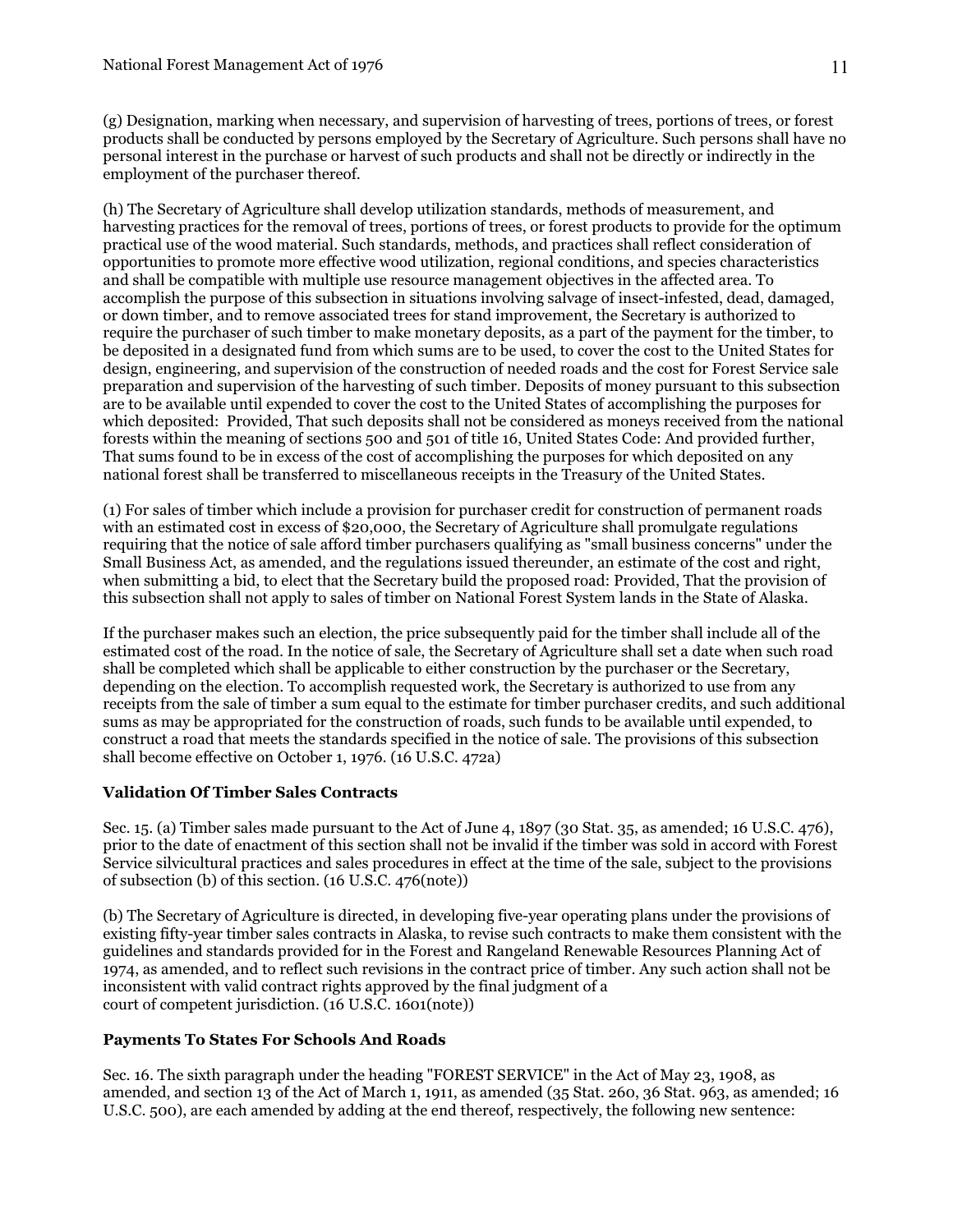(g) Designation, marking when necessary, and supervision of harvesting of trees, portions of trees, or forest products shall be conducted by persons employed by the Secretary of Agriculture. Such persons shall have no personal interest in the purchase or harvest of such products and shall not be directly or indirectly in the employment of the purchaser thereof.

(h) The Secretary of Agriculture shall develop utilization standards, methods of measurement, and harvesting practices for the removal of trees, portions of trees, or forest products to provide for the optimum practical use of the wood material. Such standards, methods, and practices shall reflect consideration of opportunities to promote more effective wood utilization, regional conditions, and species characteristics and shall be compatible with multiple use resource management objectives in the affected area. To accomplish the purpose of this subsection in situations involving salvage of insect-infested, dead, damaged, or down timber, and to remove associated trees for stand improvement, the Secretary is authorized to require the purchaser of such timber to make monetary deposits, as a part of the payment for the timber, to be deposited in a designated fund from which sums are to be used, to cover the cost to the United States for design, engineering, and supervision of the construction of needed roads and the cost for Forest Service sale preparation and supervision of the harvesting of such timber. Deposits of money pursuant to this subsection are to be available until expended to cover the cost to the United States of accomplishing the purposes for which deposited: Provided, That such deposits shall not be considered as moneys received from the national forests within the meaning of sections 500 and 501 of title 16, United States Code: And provided further, That sums found to be in excess of the cost of accomplishing the purposes for which deposited on any national forest shall be transferred to miscellaneous receipts in the Treasury of the United States.

(1) For sales of timber which include a provision for purchaser credit for construction of permanent roads with an estimated cost in excess of $20,000, the Secretary of Agriculture shall promulgate regulations requiring that the notice of sale afford timber purchasers qualifying as "small business concerns" under the Small Business Act, as amended, and the regulations issued thereunder, an estimate of the cost and right, when submitting a bid, to elect that the Secretary build the proposed road: Provided, That the provision of this subsection shall not apply to sales of timber on National Forest System lands in the State of Alaska.

If the purchaser makes such an election, the price subsequently paid for the timber shall include all of the estimated cost of the road. In the notice of sale, the Secretary of Agriculture shall set a date when such road shall be completed which shall be applicable to either construction by the purchaser or the Secretary, depending on the election. To accomplish requested work, the Secretary is authorized to use from any receipts from the sale of timber a sum equal to the estimate for timber purchaser credits, and such additional sums as may be appropriated for the construction of roads, such funds to be available until expended, to construct a road that meets the standards specified in the notice of sale. The provisions of this subsection shall become effective on October 1, 1976. (16 U.S.C. 472a)

### Validation Of Timber Sales Contracts

Sec. 15. (a) Timber sales made pursuant to the Act of June 4, 1897 (30 Stat. 35, as amended; 16 U.S.C. 476), prior to the date of enactment of this section shall not be invalid if the timber was sold in accord with Forest Service silvicultural practices and sales procedures in effect at the time of the sale, subject to the provisions of subsection (b) of this section. (16 U.S.C. 476(note))

(b) The Secretary of Agriculture is directed, in developing five-year operating plans under the provisions of existing fifty-year timber sales contracts in Alaska, to revise such contracts to make them consistent with the guidelines and standards provided for in the Forest and Rangeland Renewable Resources Planning Act of 1974, as amended, and to reflect such revisions in the contract price of timber. Any such action shall not be inconsistent with valid contract rights approved by the final judgment of a court of competent jurisdiction. (16 U.S.C. 1601(note))

### Payments To States For Schools And Roads

Sec. 16. The sixth paragraph under the heading "FOREST SERVICE" in the Act of May 23, 1908, as amended, and section 13 of the Act of March 1, 1911, as amended (35 Stat. 260, 36 Stat. 963, as amended; 16 U.S.C. 500), are each amended by adding at the end thereof, respectively, the following new sentence: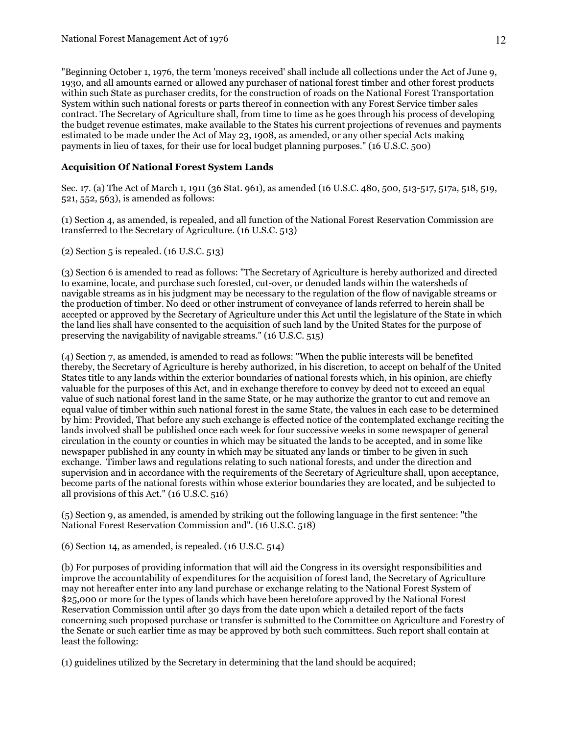"Beginning October 1, 1976, the term 'moneys received' shall include all collections under the Act of June 9, 1930, and all amounts earned or allowed any purchaser of national forest timber and other forest products within such State as purchaser credits, for the construction of roads on the National Forest Transportation System within such national forests or parts thereof in connection with any Forest Service timber sales contract. The Secretary of Agriculture shall, from time to time as he goes through his process of developing the budget revenue estimates, make available to the States his current projections of revenues and payments estimated to be made under the Act of May 23, 1908, as amended, or any other special Acts making payments in lieu of taxes, for their use for local budget planning purposes." (16 U.S.C. 500)

**Acquisition Of National Forest System Lands**

Sec. 17. (a) The Act of March 1, 1911 (36 Stat. 961), as amended (16 U.S.C. 480, 500, 513-517, 517a, 518, 519, 521, 552, 563), is amended as follows:

(1) Section 4, as amended, is repealed, and all function of the National Forest Reservation Commission are transferred to the Secretary of Agriculture. (16 U.S.C. 513)

(2) Section 5 is repealed. (16 U.S.C. 513)

(3) Section 6 is amended to read as follows: "The Secretary of Agriculture is hereby authorized and directed to examine, locate, and purchase such forested, cut-over, or denuded lands within the watersheds of navigable streams as in his judgment may be necessary to the regulation of the flow of navigable streams or the production of timber. No deed or other instrument of conveyance of lands referred to herein shall be accepted or approved by the Secretary of Agriculture under this Act until the legislature of the State in which the land lies shall have consented to the acquisition of such land by the United States for the purpose of preserving the navigability of navigable streams." (16 U.S.C. 515)

(4) Section 7, as amended, is amended to read as follows: "When the public interests will be benefited thereby, the Secretary of Agriculture is hereby authorized, in his discretion, to accept on behalf of the United States title to any lands within the exterior boundaries of national forests which, in his opinion, are chiefly valuable for the purposes of this Act, and in exchange therefore to convey by deed not to exceed an equal value of such national forest land in the same State, or he may authorize the grantor to cut and remove an equal value of timber within such national forest in the same State, the values in each case to be determined by him: Provided, That before any such exchange is effected notice of the contemplated exchange reciting the lands involved shall be published once each week for four successive weeks in some newspaper of general circulation in the county or counties in which may be situated the lands to be accepted, and in some like newspaper published in any county in which may be situated any lands or timber to be given in such exchange. Timber laws and regulations relating to such national forests, and under the direction and supervision and in accordance with the requirements of the Secretary of Agriculture shall, upon acceptance, become parts of the national forests within whose exterior boundaries they are located, and be subjected to all provisions of this Act." (16 U.S.C. 516)

(5) Section 9, as amended, is amended by striking out the following language in the first sentence: "the National Forest Reservation Commission and". (16 U.S.C. 518)

(6) Section 14, as amended, is repealed. (16 U.S.C. 514)

(b) For purposes of providing information that will aid the Congress in its oversight responsibilities and improve the accountability of expenditures for the acquisition of forest land, the Secretary of Agriculture may not hereafter enter into any land purchase or exchange relating to the National Forest System of $25,000 or more for the types of lands which have been heretofore approved by the National Forest Reservation Commission until after 30 days from the date upon which a detailed report of the facts concerning such proposed purchase or transfer is submitted to the Committee on Agriculture and Forestry of the Senate or such earlier time as may be approved by both such committees. Such report shall contain at least the following:

(1) guidelines utilized by the Secretary in determining that the land should be acquired;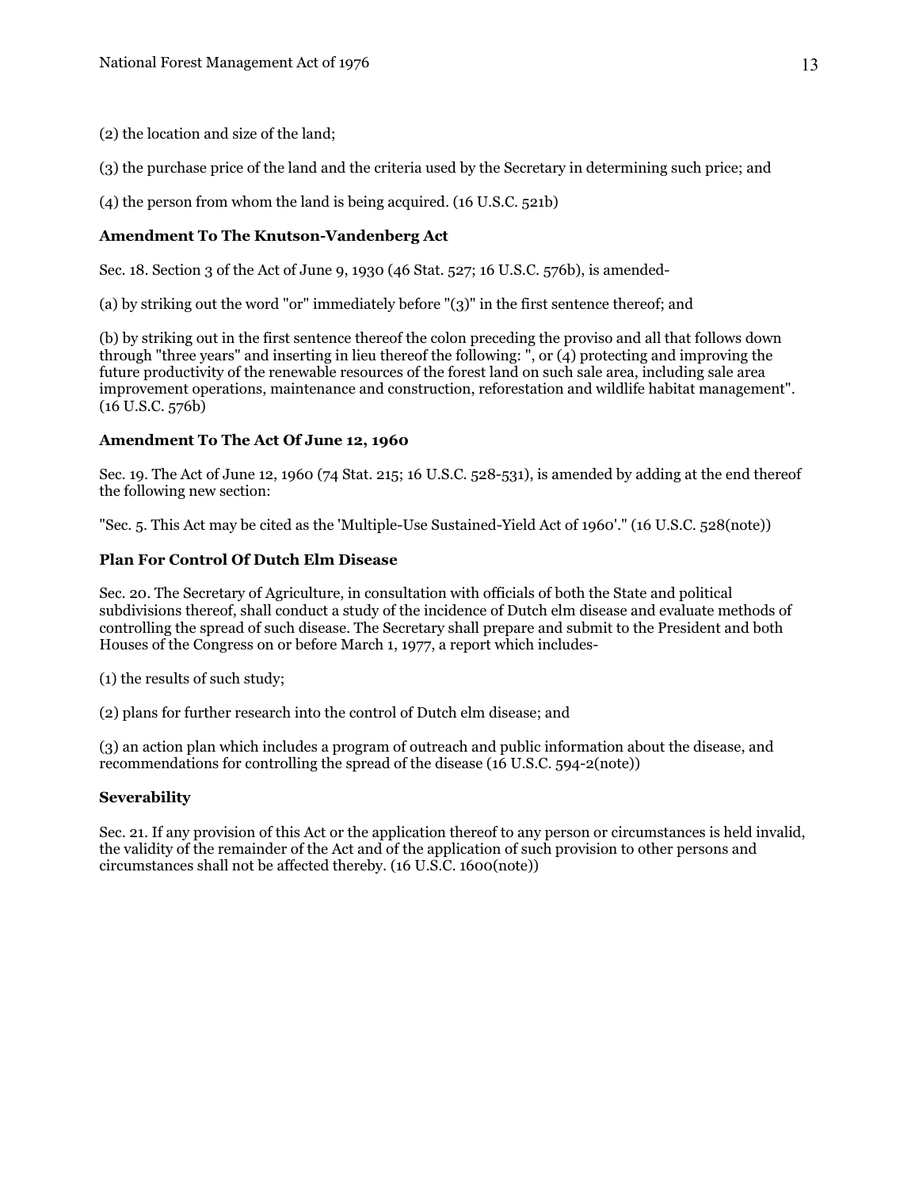(2) the location and size of the land;

(3) the purchase price of the land and the criteria used by the Secretary in determining such price; and

(4) the person from whom the land is being acquired. (16 U.S.C. 521b)

**Amendment To The Knutson-Vandenberg Act**

Sec. 18. Section 3 of the Act of June 9, 1930 (46 Stat. 527; 16 U.S.C. 576b), is amended-

(a) by striking out the word "or" immediately before "(3)" in the first sentence thereof; and

(b) by striking out in the first sentence thereof the colon preceding the proviso and all that follows down through "three years" and inserting in lieu thereof the following: ", or (4) protecting and improving the future productivity of the renewable resources of the forest land on such sale area, including sale area improvement operations, maintenance and construction, reforestation and wildlife habitat management". (16 U.S.C. 576b)

**Amendment To The Act Of June 12, 1960**

Sec. 19. The Act of June 12, 1960 (74 Stat. 215; 16 U.S.C. 528-531), is amended by adding at the end thereof the following new section:

"Sec. 5. This Act may be cited as the 'Multiple-Use Sustained-Yield Act of 1960'." (16 U.S.C. 528(note))

**Plan For Control Of Dutch Elm Disease**

Sec. 20. The Secretary of Agriculture, in consultation with officials of both the State and political subdivisions thereof, shall conduct a study of the incidence of Dutch elm disease and evaluate methods of controlling the spread of such disease. The Secretary shall prepare and submit to the President and both Houses of the Congress on or before March 1, 1977, a report which includes-

(1) the results of such study;

(2) plans for further research into the control of Dutch elm disease; and

(3) an action plan which includes a program of outreach and public information about the disease, and recommendations for controlling the spread of the disease (16 U.S.C. 594-2(note))

**Severability**

Sec. 21. If any provision of this Act or the application thereof to any person or circumstances is held invalid, the validity of the remainder of the Act and of the application of such provision to other persons and circumstances shall not be affected thereby. (16 U.S.C. 1600(note))